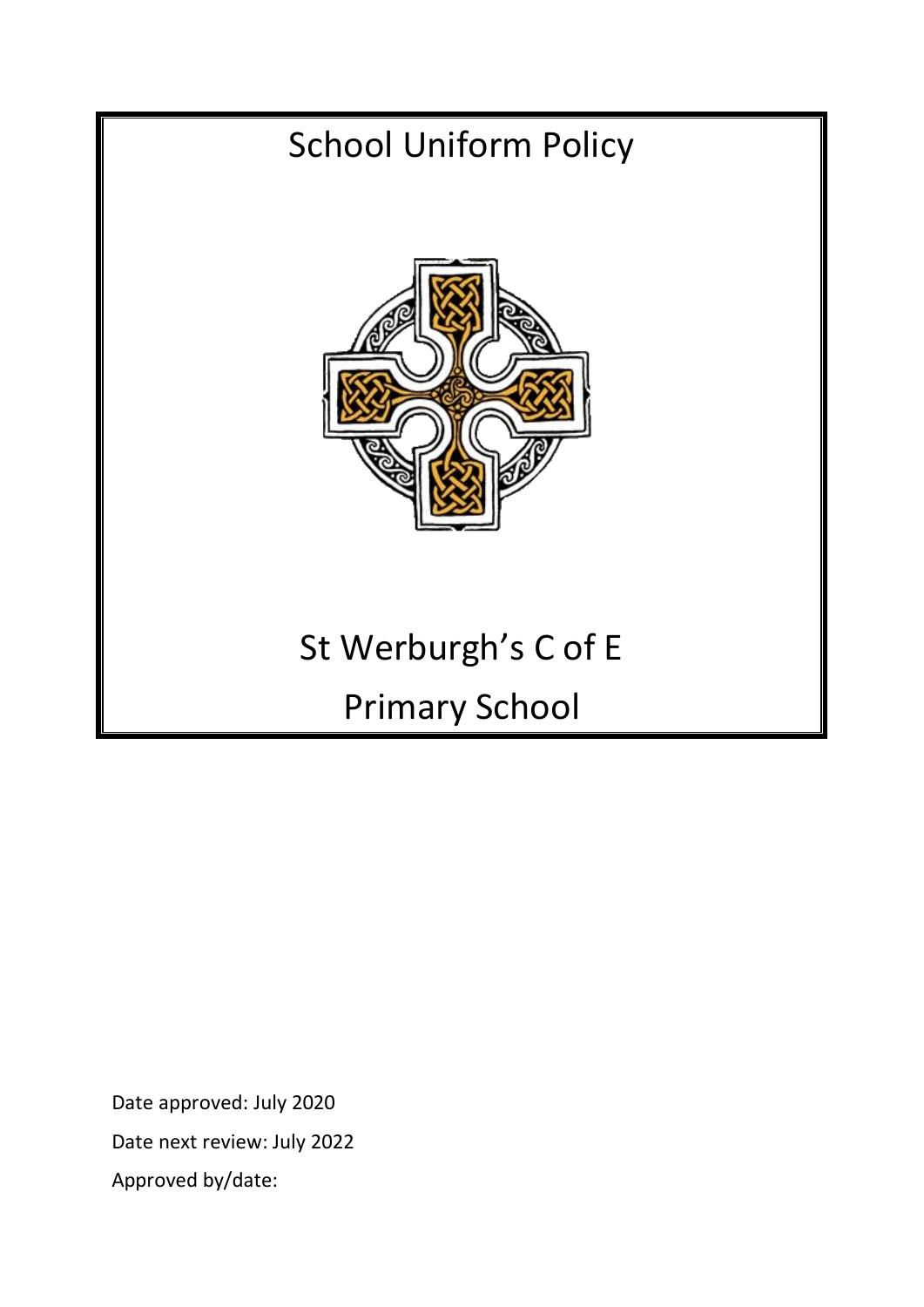# School Uniform Policy

# St Werburgh's C of E Primary School

Date approved: July 2020

Date next review: July 2022

Approved by/date: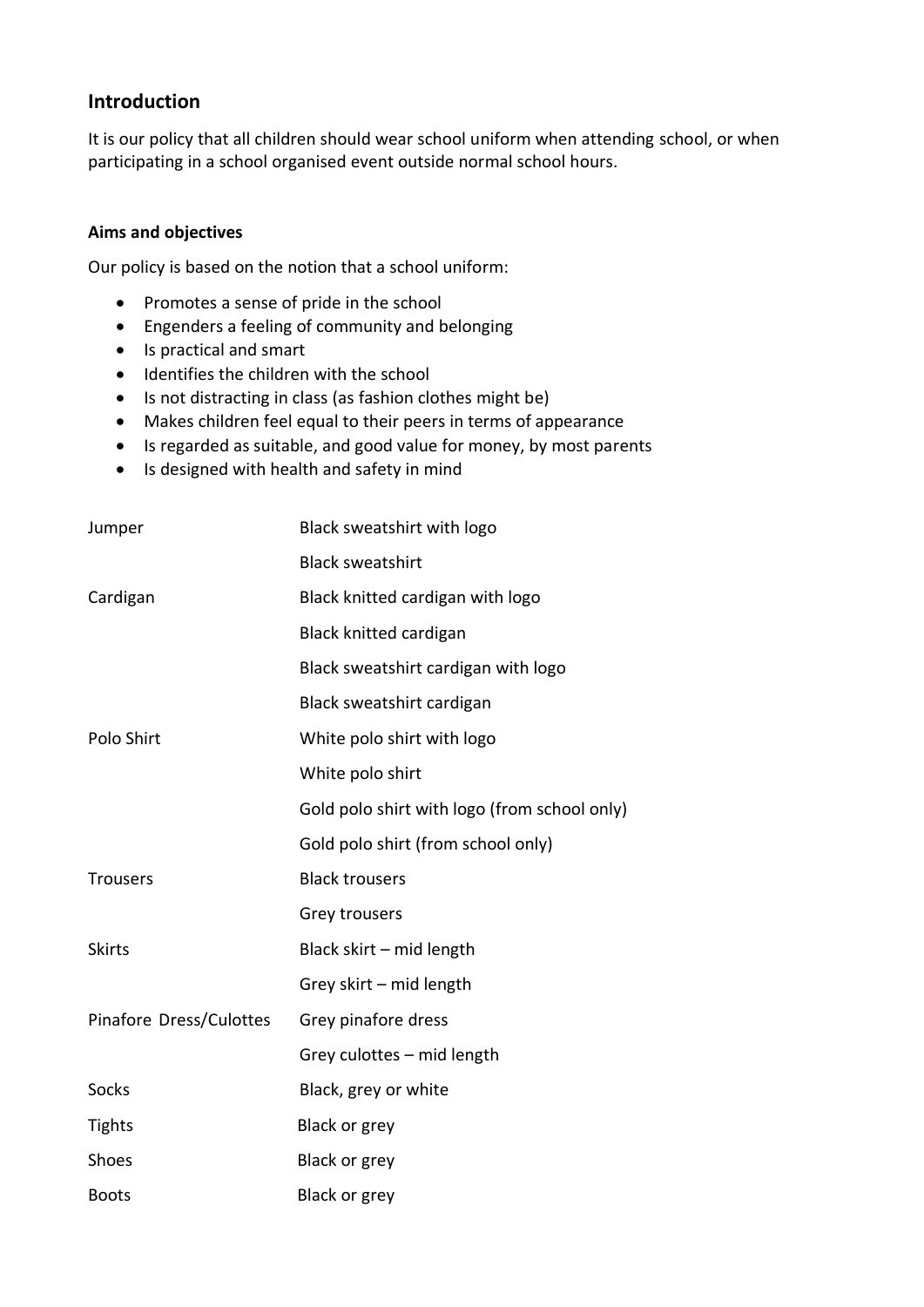## Introduction

It is our policy that all children should wear school uniform when attending school, or when participating in a school organised event outside normal school hours.

### Aims and objectives

Our policy is based on the notion that a school uniform:

- Promotes a sense of pride in the school
- Engenders a feeling of community and belonging
- Is practical and smart
- Identifies the children with the school
- Is not distracting in class (as fashion clothes might be)
- Makes children feel equal to their peers in terms of appearance
- Is regarded as suitable, and good value for money, by most parents
- Is designed with health and safety in mind

| | |
|---|---|
| Jumper | Black sweatshirt with logo |
| | Black sweatshirt |
| Cardigan | Black knitted cardigan with logo |
| | Black knitted cardigan |
| | Black sweatshirt cardigan with logo |
| | Black sweatshirt cardigan |
| Polo Shirt | White polo shirt with logo |
| | White polo shirt |
| | Gold polo shirt with logo (from school only) |
| | Gold polo shirt (from school only) |
| Trousers | Black trousers |
| | Grey trousers |
| Skirts | Black skirt – mid length |
| | Grey skirt – mid length |
| Pinafore Dress/Culottes | Grey pinafore dress |
| | Grey culottes – mid length |
| Socks | Black, grey or white |
| Tights | Black or grey |
| Shoes | Black or grey |
| Boots | Black or grey |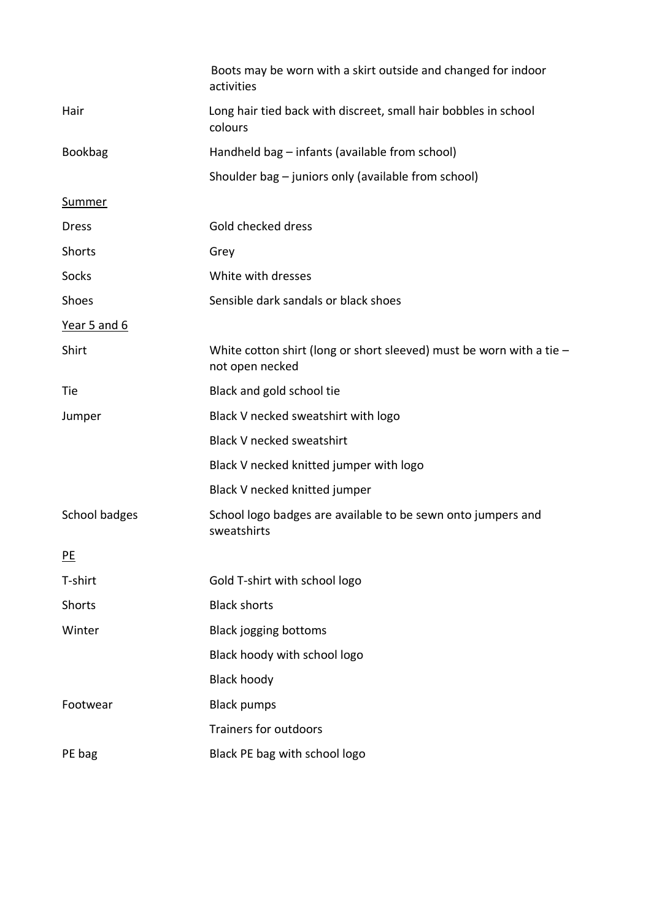| | |
|---|---|
| | Boots may be worn with a skirt outside and changed for indoor activities |
| Hair | Long hair tied back with discreet, small hair bobbles in school colours |
| Bookbag | Handheld bag – infants (available from school) |
| | Shoulder bag – juniors only (available from school) |
| <u>Summer</u> | |
| Dress | Gold checked dress |
| Shorts | Grey |
| Socks | White with dresses |
| Shoes | Sensible dark sandals or black shoes |
| <u>Year 5 and 6</u> | |
| Shirt | White cotton shirt (long or short sleeved) must be worn with a tie – not open necked |
| Tie | Black and gold school tie |
| Jumper | Black V necked sweatshirt with logo |
| | Black V necked sweatshirt |
| | Black V necked knitted jumper with logo |
| | Black V necked knitted jumper |
| School badges | School logo badges are available to be sewn onto jumpers and sweatshirts |
| <u>PE</u> | |
| T-shirt | Gold T-shirt with school logo |
| Shorts | Black shorts |
| Winter | Black jogging bottoms |
| | Black hoody with school logo |
| | Black hoody |
| Footwear | Black pumps |
| | Trainers for outdoors |
| PE bag | Black PE bag with school logo |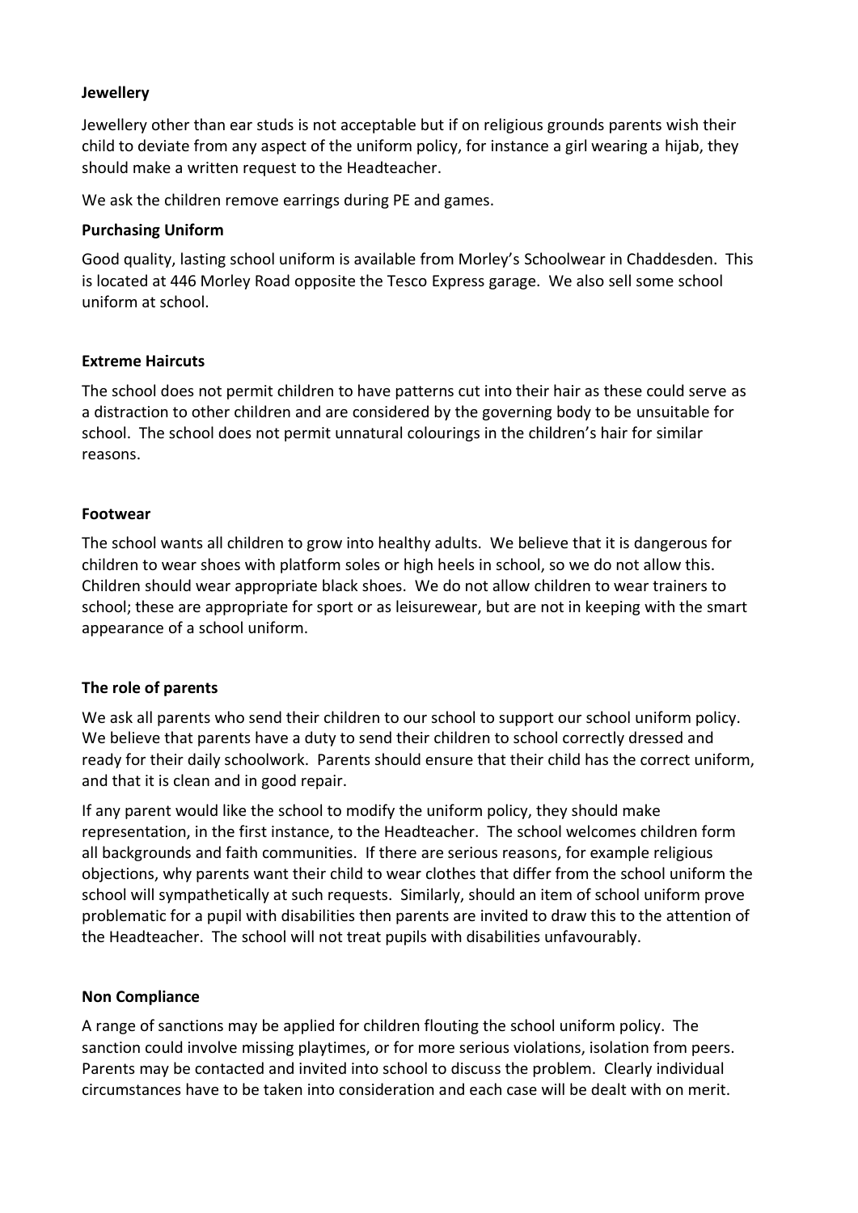**Jewellery**

Jewellery other than ear studs is not acceptable but if on religious grounds parents wish their child to deviate from any aspect of the uniform policy, for instance a girl wearing a hijab, they should make a written request to the Headteacher.

We ask the children remove earrings during PE and games.

**Purchasing Uniform**

Good quality, lasting school uniform is available from Morley's Schoolwear in Chaddesden. This is located at 446 Morley Road opposite the Tesco Express garage. We also sell some school uniform at school.

**Extreme Haircuts**

The school does not permit children to have patterns cut into their hair as these could serve as a distraction to other children and are considered by the governing body to be unsuitable for school. The school does not permit unnatural colourings in the children's hair for similar reasons.

**Footwear**

The school wants all children to grow into healthy adults. We believe that it is dangerous for children to wear shoes with platform soles or high heels in school, so we do not allow this. Children should wear appropriate black shoes. We do not allow children to wear trainers to school; these are appropriate for sport or as leisurewear, but are not in keeping with the smart appearance of a school uniform.

**The role of parents**

We ask all parents who send their children to our school to support our school uniform policy. We believe that parents have a duty to send their children to school correctly dressed and ready for their daily schoolwork. Parents should ensure that their child has the correct uniform, and that it is clean and in good repair.

If any parent would like the school to modify the uniform policy, they should make representation, in the first instance, to the Headteacher. The school welcomes children form all backgrounds and faith communities. If there are serious reasons, for example religious objections, why parents want their child to wear clothes that differ from the school uniform the school will sympathetically at such requests. Similarly, should an item of school uniform prove problematic for a pupil with disabilities then parents are invited to draw this to the attention of the Headteacher. The school will not treat pupils with disabilities unfavourably.

**Non Compliance**

A range of sanctions may be applied for children flouting the school uniform policy. The sanction could involve missing playtimes, or for more serious violations, isolation from peers. Parents may be contacted and invited into school to discuss the problem. Clearly individual circumstances have to be taken into consideration and each case will be dealt with on merit.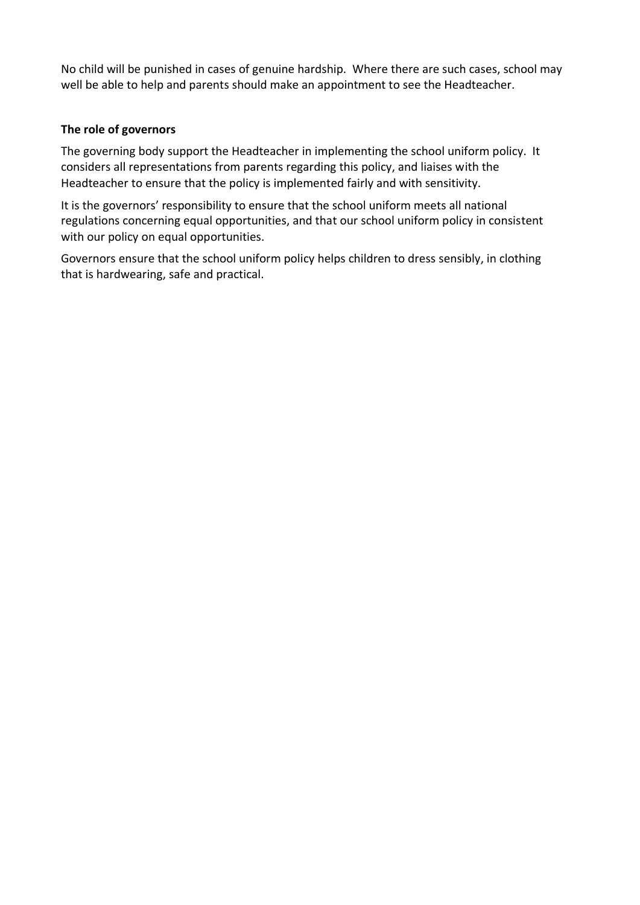No child will be punished in cases of genuine hardship. Where there are such cases, school may well be able to help and parents should make an appointment to see the Headteacher.

**The role of governors**

The governing body support the Headteacher in implementing the school uniform policy. It considers all representations from parents regarding this policy, and liaises with the Headteacher to ensure that the policy is implemented fairly and with sensitivity.

It is the governors' responsibility to ensure that the school uniform meets all national regulations concerning equal opportunities, and that our school uniform policy in consistent with our policy on equal opportunities.

Governors ensure that the school uniform policy helps children to dress sensibly, in clothing that is hardwearing, safe and practical.